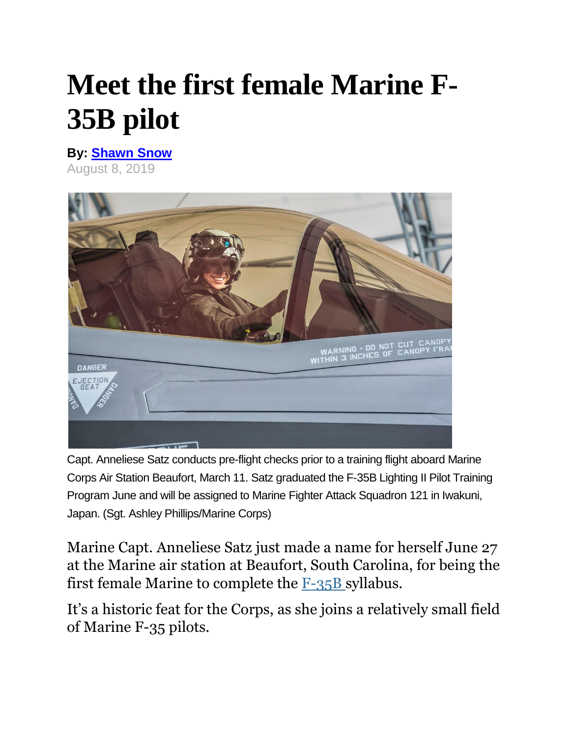# Meet the first female Marine F-35B pilot

**By: Shawn Snow**
August 8, 2019

Capt. Anneliese Satz conducts pre-flight checks prior to a training flight aboard Marine Corps Air Station Beaufort, March 11. Satz graduated the F-35B Lighting II Pilot Training Program June and will be assigned to Marine Fighter Attack Squadron 121 in Iwakuni, Japan. (Sgt. Ashley Phillips/Marine Corps)

Marine Capt. Anneliese Satz just made a name for herself June 27 at the Marine air station at Beaufort, South Carolina, for being the first female Marine to complete the F-35B syllabus.

It's a historic feat for the Corps, as she joins a relatively small field of Marine F-35 pilots.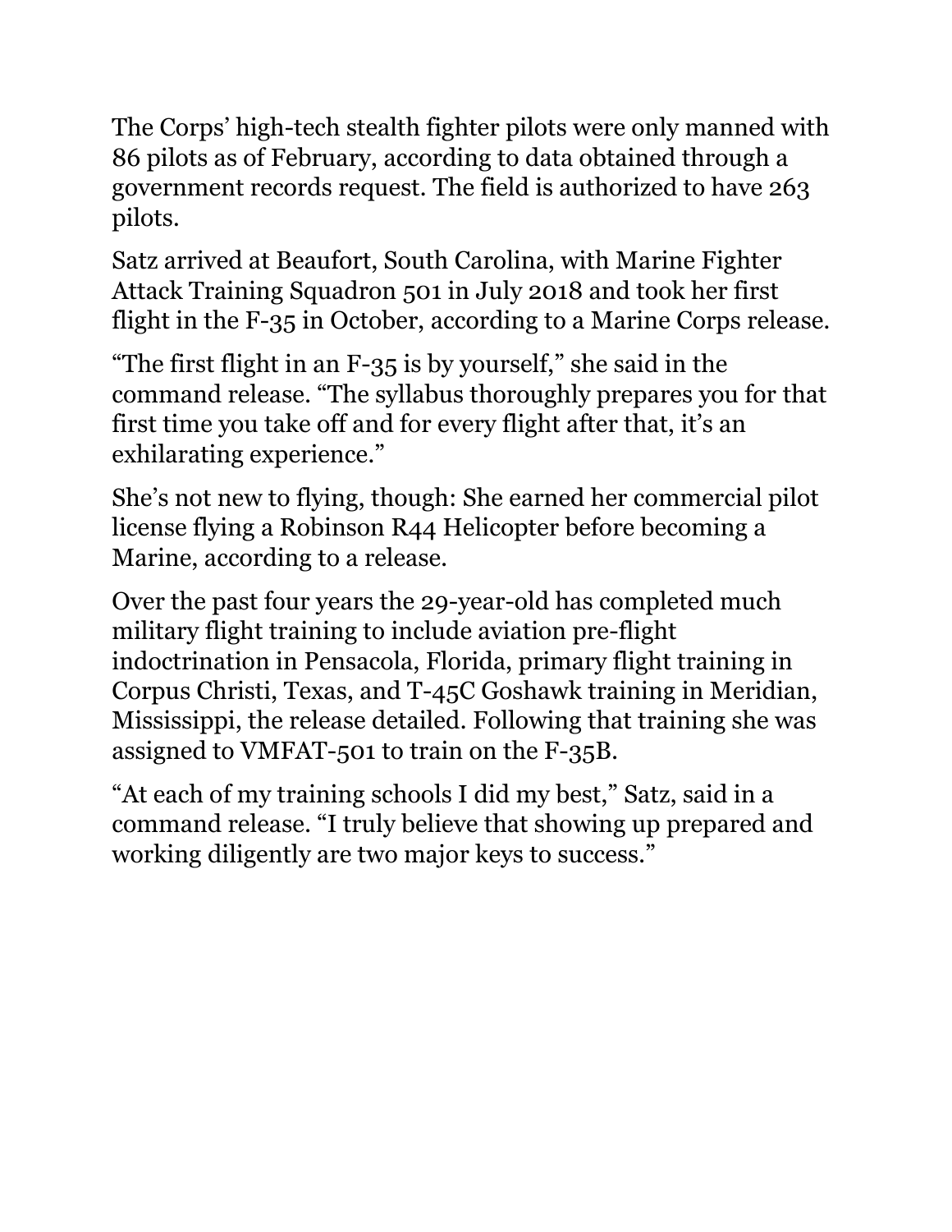The Corps' high-tech stealth fighter pilots were only manned with 86 pilots as of February, according to data obtained through a government records request. The field is authorized to have 263 pilots.

Satz arrived at Beaufort, South Carolina, with Marine Fighter Attack Training Squadron 501 in July 2018 and took her first flight in the F-35 in October, according to a Marine Corps release.

"The first flight in an F-35 is by yourself," she said in the command release. "The syllabus thoroughly prepares you for that first time you take off and for every flight after that, it's an exhilarating experience."

She's not new to flying, though: She earned her commercial pilot license flying a Robinson R44 Helicopter before becoming a Marine, according to a release.

Over the past four years the 29-year-old has completed much military flight training to include aviation pre-flight indoctrination in Pensacola, Florida, primary flight training in Corpus Christi, Texas, and T-45C Goshawk training in Meridian, Mississippi, the release detailed. Following that training she was assigned to VMFAT-501 to train on the F-35B.

"At each of my training schools I did my best," Satz, said in a command release. "I truly believe that showing up prepared and working diligently are two major keys to success."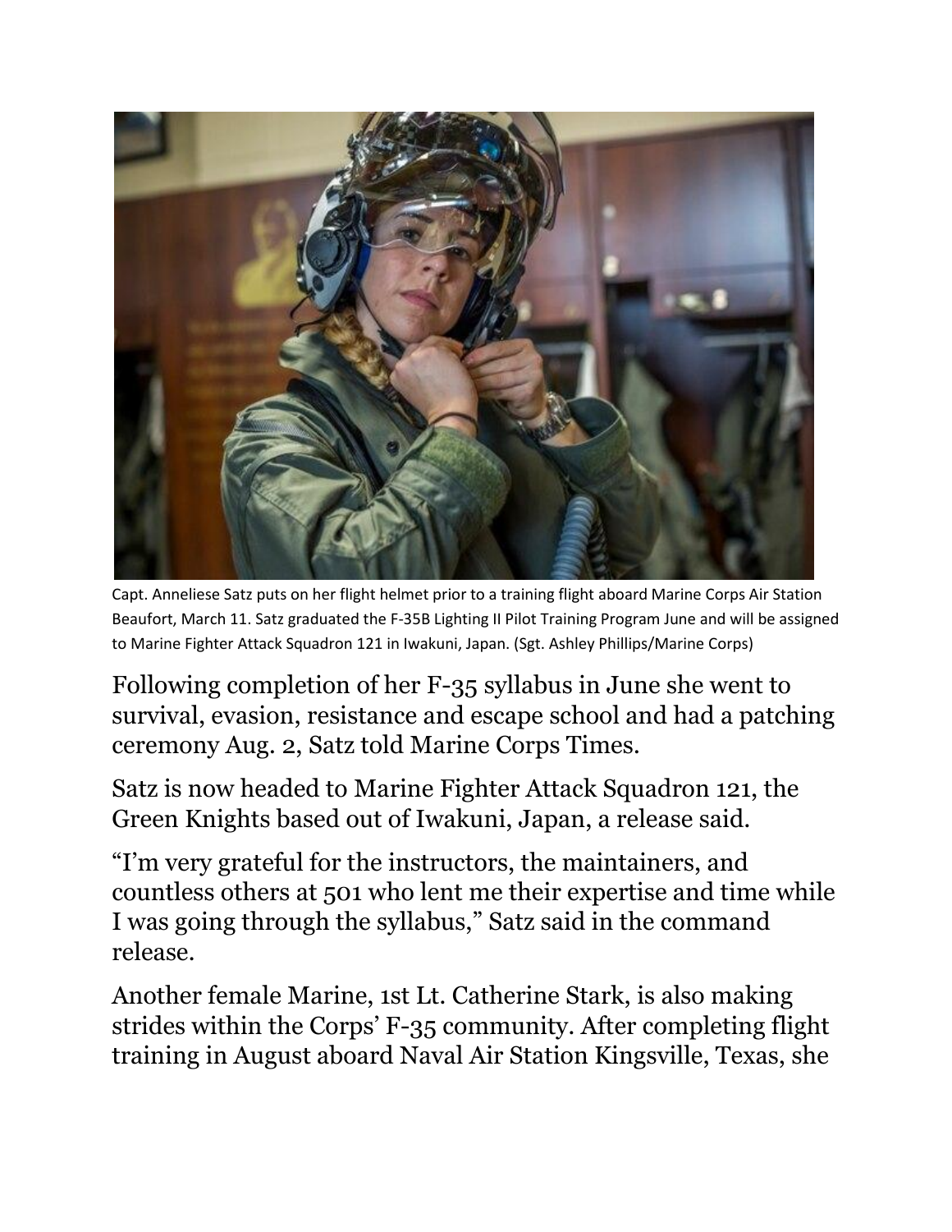Capt. Anneliese Satz puts on her flight helmet prior to a training flight aboard Marine Corps Air Station Beaufort, March 11. Satz graduated the F-35B Lighting II Pilot Training Program June and will be assigned to Marine Fighter Attack Squadron 121 in Iwakuni, Japan. (Sgt. Ashley Phillips/Marine Corps)

Following completion of her F-35 syllabus in June she went to survival, evasion, resistance and escape school and had a patching ceremony Aug. 2, Satz told Marine Corps Times.

Satz is now headed to Marine Fighter Attack Squadron 121, the Green Knights based out of Iwakuni, Japan, a release said.

"I'm very grateful for the instructors, the maintainers, and countless others at 501 who lent me their expertise and time while I was going through the syllabus," Satz said in the command release.

Another female Marine, 1st Lt. Catherine Stark, is also making strides within the Corps' F-35 community. After completing flight training in August aboard Naval Air Station Kingsville, Texas, she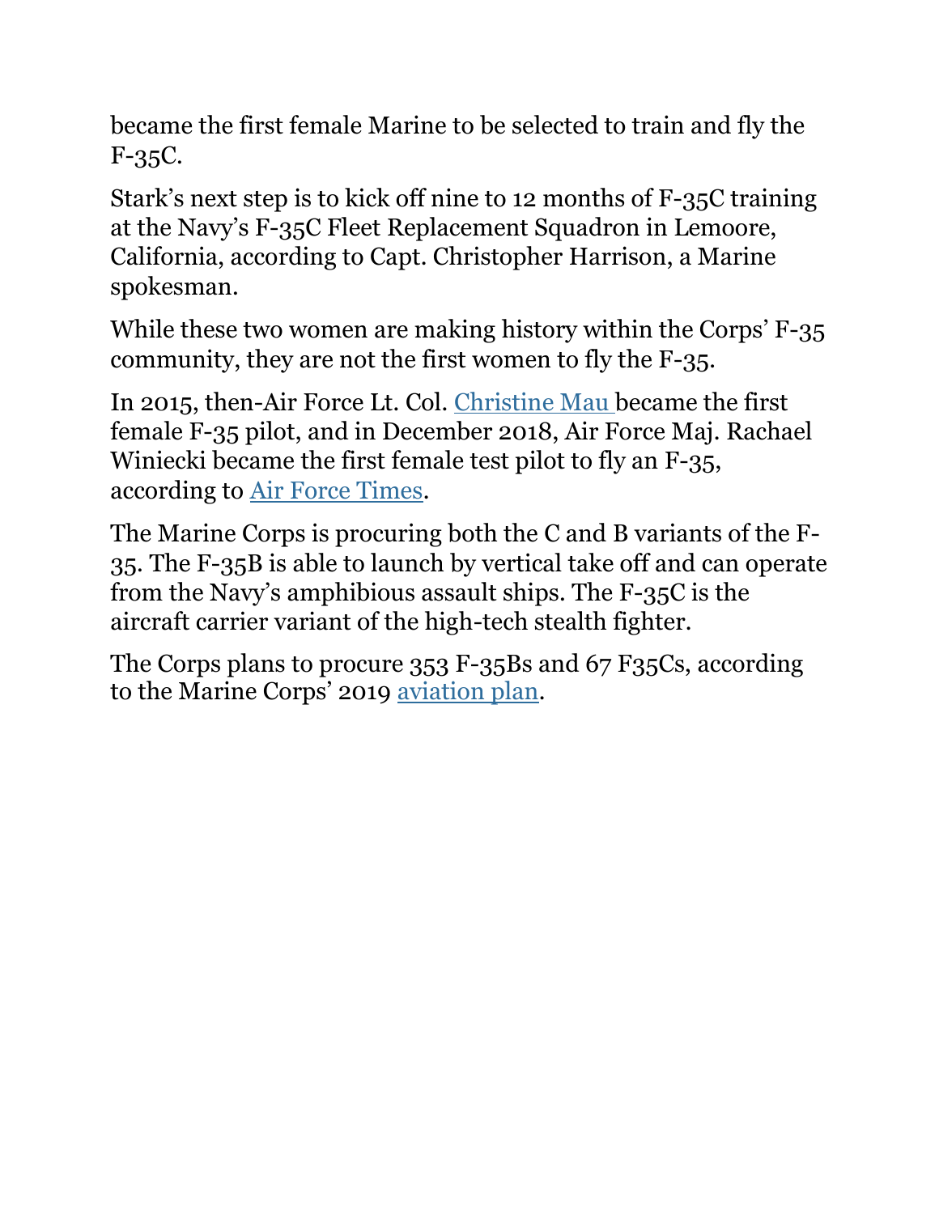became the first female Marine to be selected to train and fly the F-35C.

Stark's next step is to kick off nine to 12 months of F-35C training at the Navy's F-35C Fleet Replacement Squadron in Lemoore, California, according to Capt. Christopher Harrison, a Marine spokesman.

While these two women are making history within the Corps' F-35 community, they are not the first women to fly the F-35.

In 2015, then-Air Force Lt. Col. Christine Mau became the first female F-35 pilot, and in December 2018, Air Force Maj. Rachael Winiecki became the first female test pilot to fly an F-35, according to Air Force Times.

The Marine Corps is procuring both the C and B variants of the F-35. The F-35B is able to launch by vertical take off and can operate from the Navy's amphibious assault ships. The F-35C is the aircraft carrier variant of the high-tech stealth fighter.

The Corps plans to procure 353 F-35Bs and 67 F35Cs, according to the Marine Corps' 2019 aviation plan.